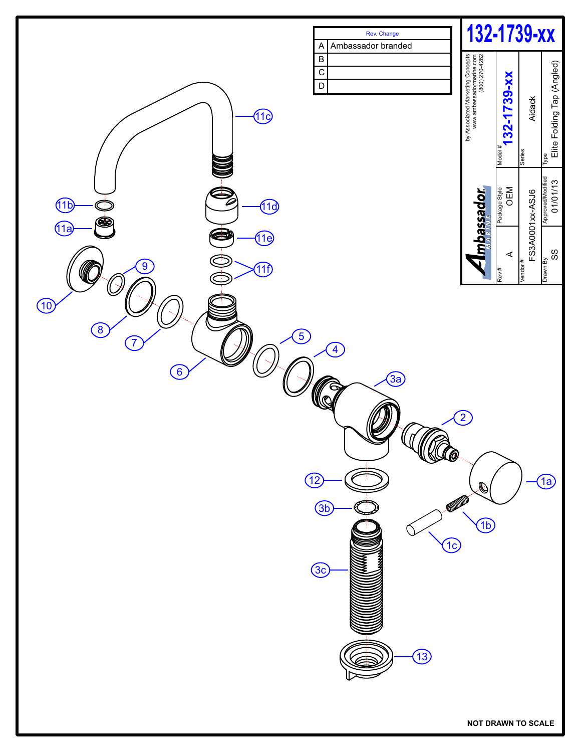# 132-1739-xx

| Rev. Change | |
|---|---|
| A | Ambassador branded |
| B | |
| C | |
| D | |

Ambassador MARINE

by Associated Marketing Concepts
www.ambassadormarine.com
(800) 270-4262

| | | |
|---|---|---|
| Model # 132-1739-xx | Package Style OEM | Rev # A |
| Series Aidack | Vendor # FS3A0001xx-ASJ6 | |
| Type Elite Folding Tap (Angled) | Approved/Modified 01/01/13 | Drawn By SS |

11c, 11b, 11d, 11a, 11e, 9, 11f, 10, 8, 7, 6, 5, 4, 3a, 2, 12, 1a, 3b, 1b, 1c, 3c, 13

**NOT DRAWN TO SCALE**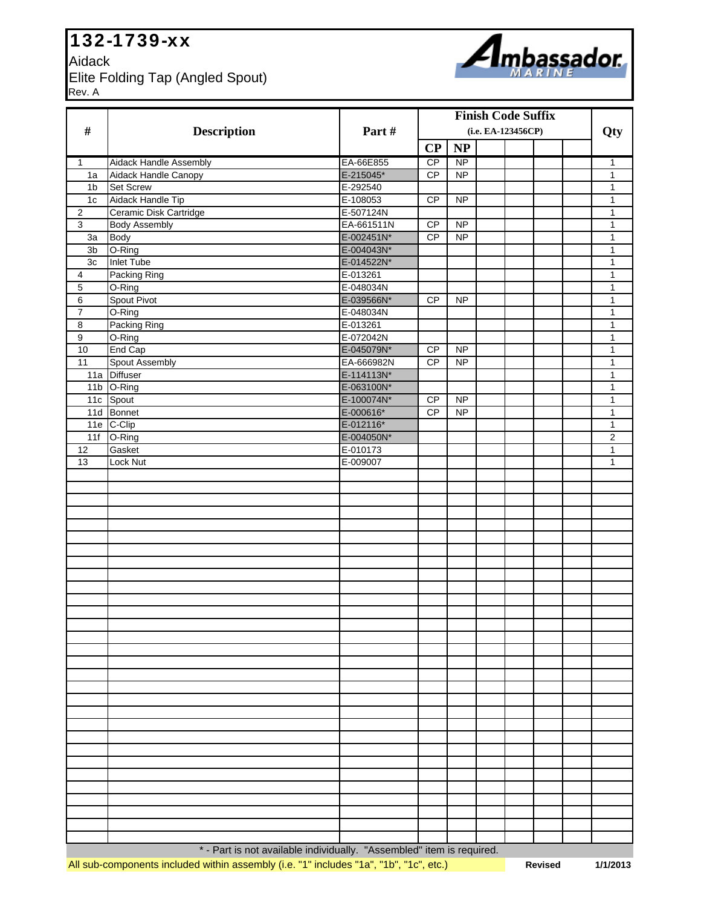# 132-1739-xx

Aidack

Elite Folding Tap (Angled Spout)

Rev. A

Ambassador Marine

| # | Description | Part # | Finish Code Suffix (i.e. EA-123456CP) | | | | | | Qty |
|---|---|---|---|---|---|---|---|---|---|
| | | | CP | NP | | | | | |
| 1 | Aidack Handle Assembly | EA-66E855 | CP | NP | | | | | 1 |
| 1a | Aidack Handle Canopy | E-215045* | CP | NP | | | | | 1 |
| 1b | Set Screw | E-292540 | | | | | | | 1 |
| 1c | Aidack Handle Tip | E-108053 | CP | NP | | | | | 1 |
| 2 | Ceramic Disk Cartridge | E-507124N | | | | | | | 1 |
| 3 | Body Assembly | EA-661511N | CP | NP | | | | | 1 |
| 3a | Body | E-002451N* | CP | NP | | | | | 1 |
| 3b | O-Ring | E-004043N* | | | | | | | 1 |
| 3c | Inlet Tube | E-014522N* | | | | | | | 1 |
| 4 | Packing Ring | E-013261 | | | | | | | 1 |
| 5 | O-Ring | E-048034N | | | | | | | 1 |
| 6 | Spout Pivot | E-039566N* | CP | NP | | | | | 1 |
| 7 | O-Ring | E-048034N | | | | | | | 1 |
| 8 | Packing Ring | E-013261 | | | | | | | 1 |
| 9 | O-Ring | E-072042N | | | | | | | 1 |
| 10 | End Cap | E-045079N* | CP | NP | | | | | 1 |
| 11 | Spout Assembly | EA-666982N | CP | NP | | | | | 1 |
| 11a | Diffuser | E-114113N* | | | | | | | 1 |
| 11b | O-Ring | E-063100N* | | | | | | | 1 |
| 11c | Spout | E-100074N* | CP | NP | | | | | 1 |
| 11d | Bonnet | E-000616* | CP | NP | | | | | 1 |
| 11e | C-Clip | E-012116* | | | | | | | 1 |
| 11f | O-Ring | E-004050N* | | | | | | | 2 |
| 12 | Gasket | E-010173 | | | | | | | 1 |
| 13 | Lock Nut | E-009007 | | | | | | | 1 |

* - Part is not available individually. "Assembled" item is required.

All sub-components included within assembly (i.e. "1" includes "1a", "1b", "1c", etc.)

Revised 1/1/2013